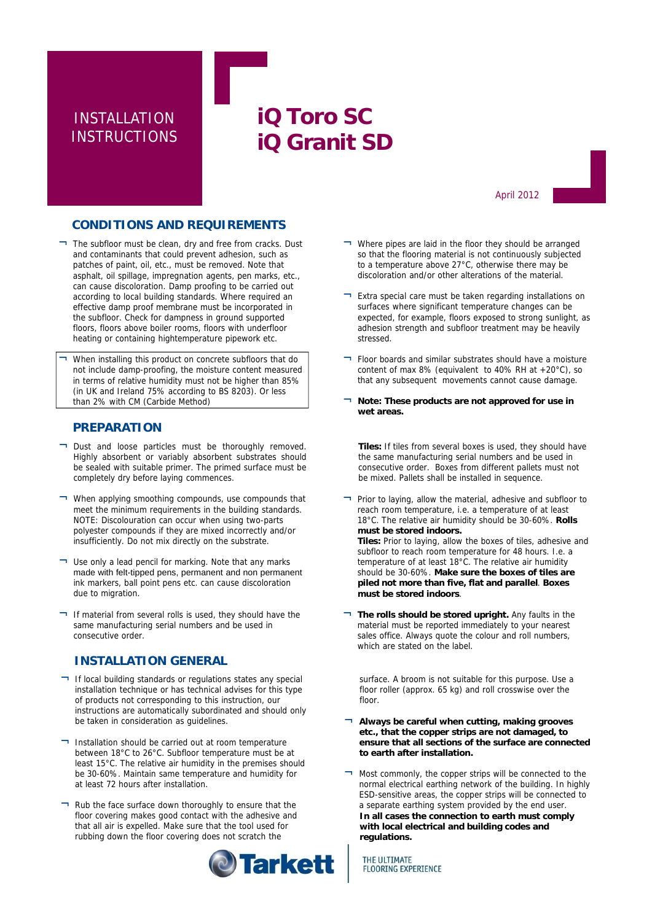INSTALLATION INSTRUCTIONS

# iQ Toro SC
# iQ Granit SD

April 2012

## CONDITIONS AND REQUIREMENTS

- The subfloor must be clean, dry and free from cracks. Dust and contaminants that could prevent adhesion, such as patches of paint, oil, etc., must be removed. Note that asphalt, oil spillage, impregnation agents, pen marks, etc., can cause discoloration. Damp proofing to be carried out according to local building standards. Where required an effective damp proof membrane must be incorporated in the subfloor. Check for dampness in ground supported floors, floors above boiler rooms, floors with underfloor heating or containing hightemperature pipework etc.

- When installing this product on concrete subfloors that do not include damp-proofing, the moisture content measured in terms of relative humidity must not be higher than 85% (in UK and Ireland 75% according to BS 8203). Or less than 2% with CM (Carbide Method)

## PREPARATION

- Dust and loose particles must be thoroughly removed. Highly absorbent or variably absorbent substrates should be sealed with suitable primer. The primed surface must be completely dry before laying commences.

- When applying smoothing compounds, use compounds that meet the minimum requirements in the building standards. NOTE: Discolouration can occur when using two-parts polyester compounds if they are mixed incorrectly and/or insufficiently. Do not mix directly on the substrate.

- Use only a lead pencil for marking. Note that any marks made with felt-tipped pens, permanent and non permanent ink markers, ball point pens etc. can cause discoloration due to migration.

- If material from several rolls is used, they should have the same manufacturing serial numbers and be used in consecutive order.

## INSTALLATION GENERAL

- If local building standards or regulations states any special installation technique or has technical advises for this type of products not corresponding to this instruction, our instructions are automatically subordinated and should only be taken in consideration as guidelines.

- Installation should be carried out at room temperature between 18°C to 26°C. Subfloor temperature must be at least 15°C. The relative air humidity in the premises should be 30-60%. Maintain same temperature and humidity for at least 72 hours after installation.

- Rub the face surface down thoroughly to ensure that the floor covering makes good contact with the adhesive and that all air is expelled. Make sure that the tool used for rubbing down the floor covering does not scratch the

- Where pipes are laid in the floor they should be arranged so that the flooring material is not continuously subjected to a temperature above 27°C, otherwise there may be discoloration and/or other alterations of the material.

- Extra special care must be taken regarding installations on surfaces where significant temperature changes can be expected, for example, floors exposed to strong sunlight, as adhesion strength and subfloor treatment may be heavily stressed.

- Floor boards and similar substrates should have a moisture content of max 8% (equivalent to 40% RH at +20°C), so that any subsequent movements cannot cause damage.

- **Note: These products are not approved for use in wet areas.**

**Tiles:** If tiles from several boxes is used, they should have the same manufacturing serial numbers and be used in consecutive order. Boxes from different pallets must not be mixed. Pallets shall be installed in sequence.

- Prior to laying, allow the material, adhesive and subfloor to reach room temperature, i.e. a temperature of at least 18°C. The relative air humidity should be 30-60%. **Rolls must be stored indoors.**
  **Tiles:** Prior to laying, allow the boxes of tiles, adhesive and subfloor to reach room temperature for 48 hours. I.e. a temperature of at least 18°C. The relative air humidity should be 30-60%. **Make sure the boxes of tiles are piled not more than five, flat and parallel**. **Boxes must be stored indoors**.

- **The rolls should be stored upright.** Any faults in the material must be reported immediately to your nearest sales office. Always quote the colour and roll numbers, which are stated on the label.

surface. A broom is not suitable for this purpose. Use a floor roller (approx. 65 kg) and roll crosswise over the floor.

- **Always be careful when cutting, making grooves etc., that the copper strips are not damaged, to ensure that all sections of the surface are connected to earth after installation.**

- Most commonly, the copper strips will be connected to the normal electrical earthing network of the building. In highly ESD-sensitive areas, the copper strips will be connected to a separate earthing system provided by the end user. **In all cases the connection to earth must comply with local electrical and building codes and regulations.**

Tarkett THE ULTIMATE FLOORING EXPERIENCE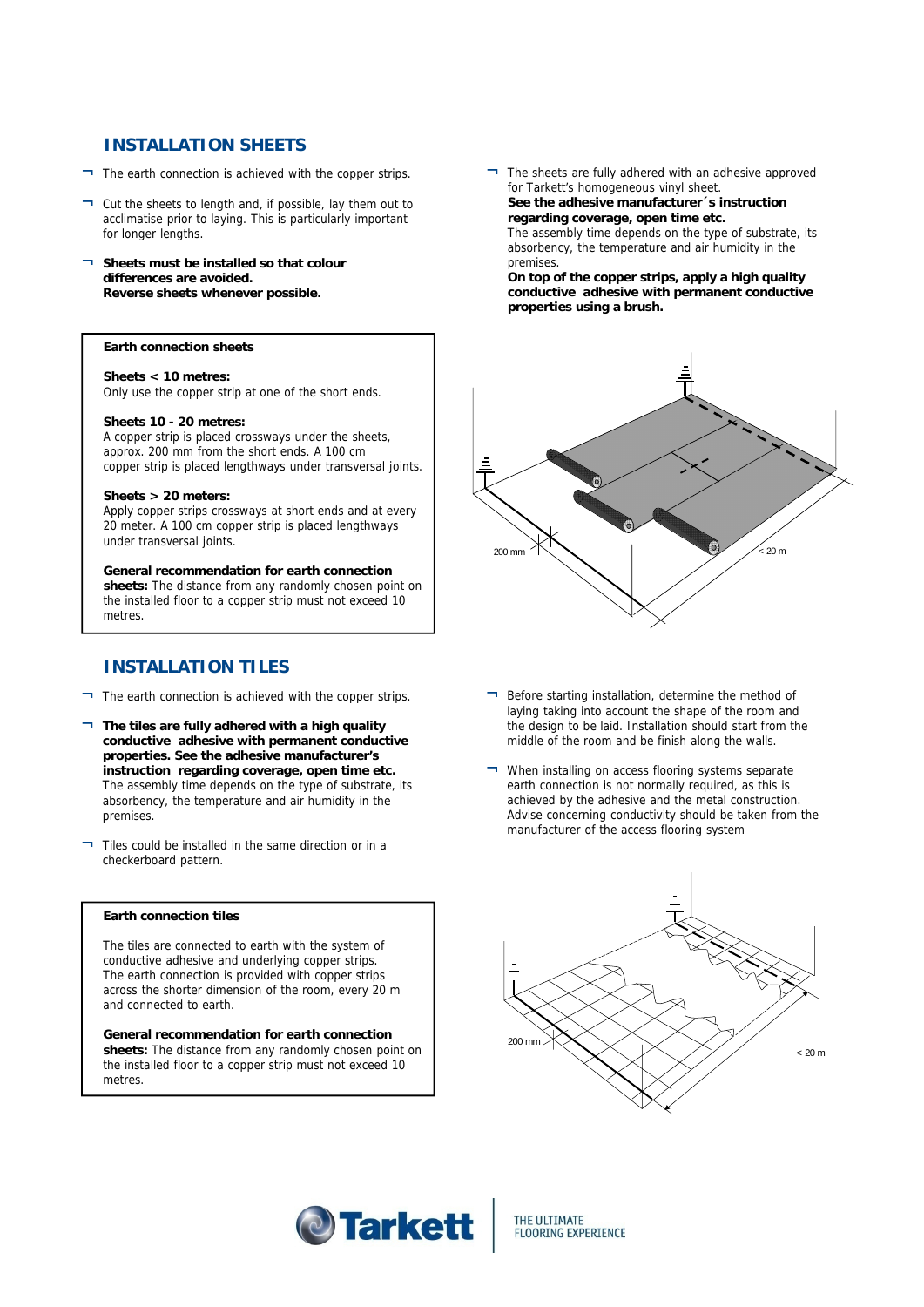## INSTALLATION SHEETS

- The earth connection is achieved with the copper strips.
- Cut the sheets to length and, if possible, lay them out to acclimatise prior to laying. This is particularly important for longer lengths.
- **Sheets must be installed so that colour differences are avoided. Reverse sheets whenever possible.**

**Earth connection sheets**

**Sheets < 10 metres:**
Only use the copper strip at one of the short ends.

**Sheets 10 - 20 metres:**
A copper strip is placed crossways under the sheets, approx. 200 mm from the short ends. A 100 cm copper strip is placed lengthways under transversal joints.

**Sheets > 20 meters:**
Apply copper strips crossways at short ends and at every 20 meter. A 100 cm copper strip is placed lengthways under transversal joints.

**General recommendation for earth connection sheets:** The distance from any randomly chosen point on the installed floor to a copper strip must not exceed 10 metres.

- The sheets are fully adhered with an adhesive approved for Tarkett's homogeneous vinyl sheet.
  **See the adhesive manufacturer´s instruction regarding coverage, open time etc.**
  The assembly time depends on the type of substrate, its absorbency, the temperature and air humidity in the premises.
  **On top of the copper strips, apply a high quality conductive adhesive with permanent conductive properties using a brush.**

200 mm

< 20 m

## INSTALLATION TILES

- The earth connection is achieved with the copper strips.
- **The tiles are fully adhered with a high quality conductive adhesive with permanent conductive properties. See the adhesive manufacturer's instruction regarding coverage, open time etc.** The assembly time depends on the type of substrate, its absorbency, the temperature and air humidity in the premises.
- Tiles could be installed in the same direction or in a checkerboard pattern.

**Earth connection tiles**

The tiles are connected to earth with the system of conductive adhesive and underlying copper strips. The earth connection is provided with copper strips across the shorter dimension of the room, every 20 m and connected to earth.

**General recommendation for earth connection sheets:** The distance from any randomly chosen point on the installed floor to a copper strip must not exceed 10 metres.

- Before starting installation, determine the method of laying taking into account the shape of the room and the design to be laid. Installation should start from the middle of the room and be finish along the walls.
- When installing on access flooring systems separate earth connection is not normally required, as this is achieved by the adhesive and the metal construction. Advise concerning conductivity should be taken from the manufacturer of the access flooring system

200 mm

< 20 m

Tarkett — THE ULTIMATE FLOORING EXPERIENCE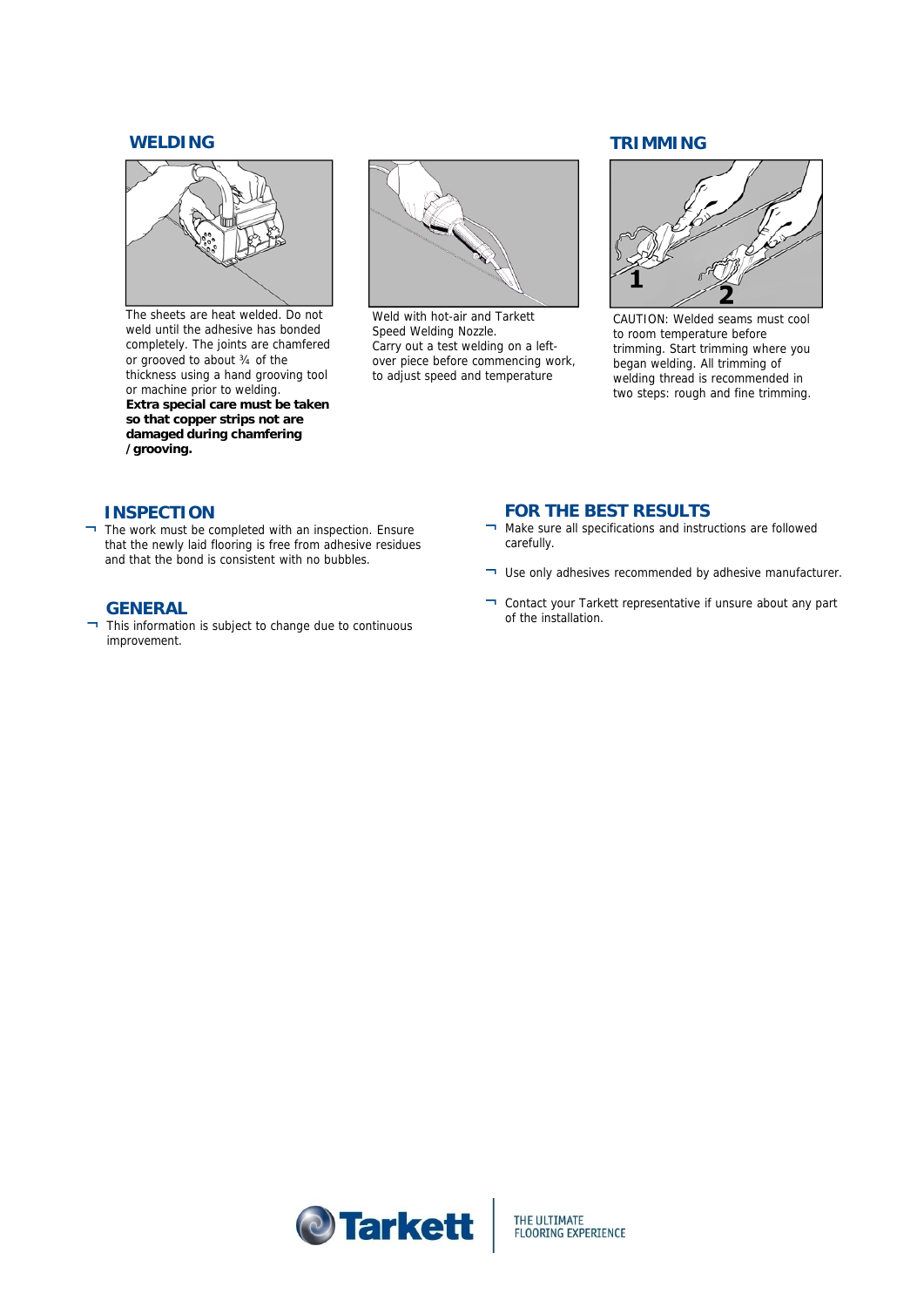## WELDING

The sheets are heat welded. Do not weld until the adhesive has bonded completely. The joints are chamfered or grooved to about ¾ of the thickness using a hand grooving tool or machine prior to welding.
**Extra special care must be taken so that copper strips not are damaged during chamfering /grooving.**

Weld with hot-air and Tarkett Speed Welding Nozzle.
Carry out a test welding on a left-over piece before commencing work, to adjust speed and temperature

## TRIMMING

1

2

CAUTION: Welded seams must cool to room temperature before trimming. Start trimming where you began welding. All trimming of welding thread is recommended in two steps: rough and fine trimming.

## INSPECTION

- The work must be completed with an inspection. Ensure that the newly laid flooring is free from adhesive residues and that the bond is consistent with no bubbles.

## GENERAL

- This information is subject to change due to continuous improvement.

## FOR THE BEST RESULTS

- Make sure all specifications and instructions are followed carefully.
- Use only adhesives recommended by adhesive manufacturer.
- Contact your Tarkett representative if unsure about any part of the installation.

Tarkett | THE ULTIMATE FLOORING EXPERIENCE